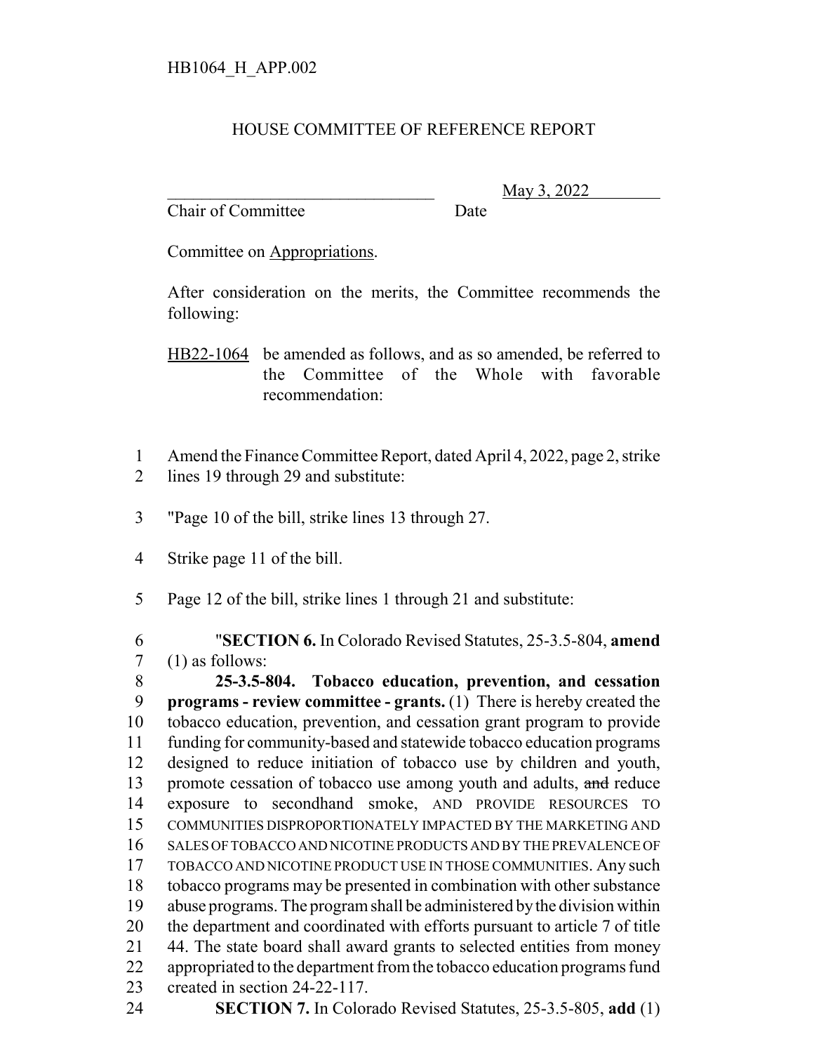HB1064_H_APP.002

# HOUSE COMMITTEE OF REFERENCE REPORT

_______________________________ May 3, 2022
Chair of Committee Date

Committee on Appropriations.

After consideration on the merits, the Committee recommends the following:

HB22-1064 be amended as follows, and as so amended, be referred to the Committee of the Whole with favorable recommendation:

1 Amend the Finance Committee Report, dated April 4, 2022, page 2, strike
2 lines 19 through 29 and substitute:

3 "Page 10 of the bill, strike lines 13 through 27.

4 Strike page 11 of the bill.

5 Page 12 of the bill, strike lines 1 through 21 and substitute:

6 "**SECTION 6.** In Colorado Revised Statutes, 25-3.5-804, **amend**
7 (1) as follows:
8 **25-3.5-804. Tobacco education, prevention, and cessation**
9 **programs - review committee - grants.** (1) There is hereby created the
10 tobacco education, prevention, and cessation grant program to provide
11 funding for community-based and statewide tobacco education programs
12 designed to reduce initiation of tobacco use by children and youth,
13 promote cessation of tobacco use among youth and adults, ~~and~~ reduce
14 exposure to secondhand smoke, AND PROVIDE RESOURCES TO
15 COMMUNITIES DISPROPORTIONATELY IMPACTED BY THE MARKETING AND
16 SALES OF TOBACCO AND NICOTINE PRODUCTS AND BY THE PREVALENCE OF
17 TOBACCO AND NICOTINE PRODUCT USE IN THOSE COMMUNITIES. Any such
18 tobacco programs may be presented in combination with other substance
19 abuse programs. The program shall be administered by the division within
20 the department and coordinated with efforts pursuant to article 7 of title
21 44. The state board shall award grants to selected entities from money
22 appropriated to the department from the tobacco education programs fund
23 created in section 24-22-117.
24 **SECTION 7.** In Colorado Revised Statutes, 25-3.5-805, **add** (1)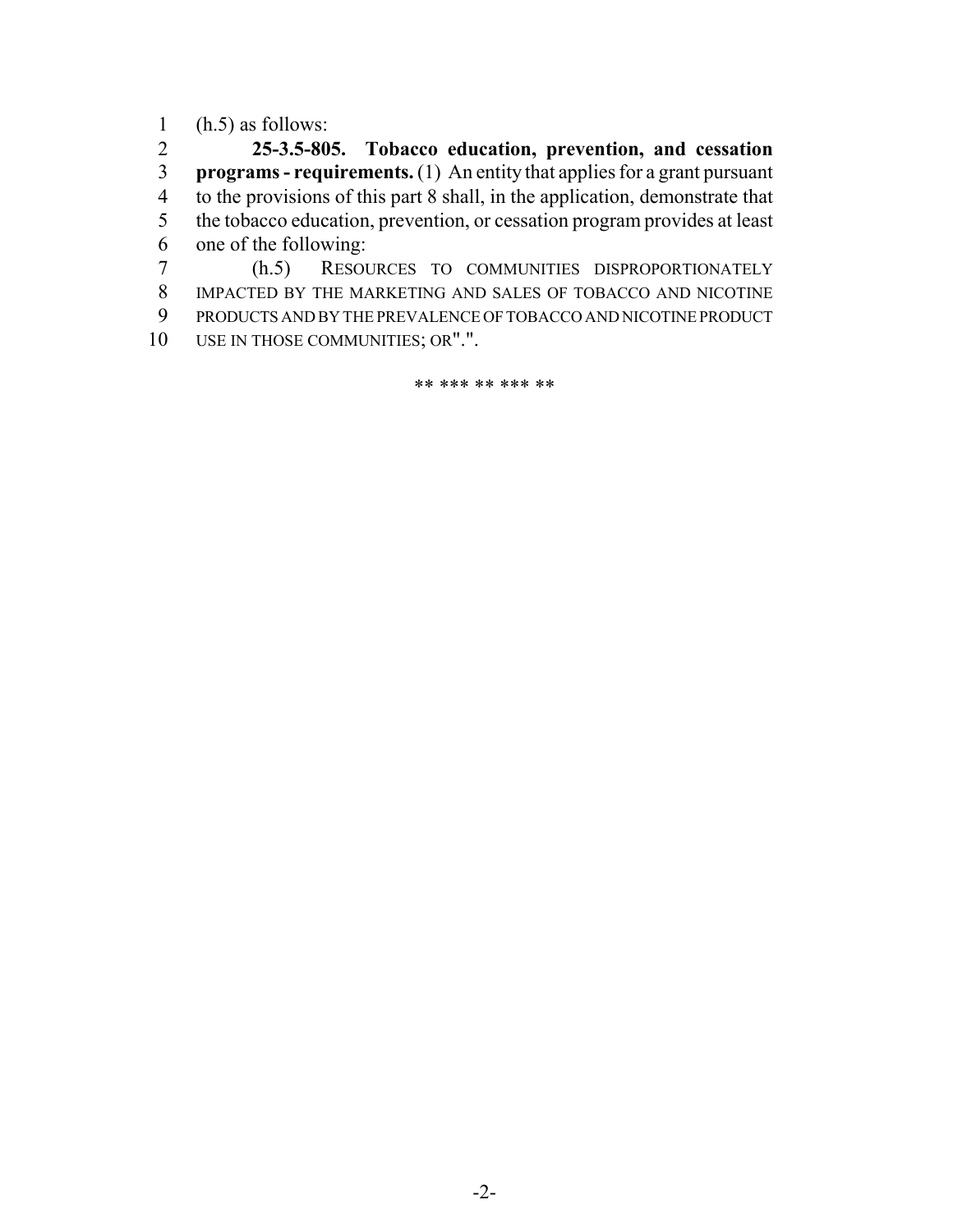(h.5) as follows:

**25-3.5-805. Tobacco education, prevention, and cessation programs - requirements.** (1) An entity that applies for a grant pursuant to the provisions of this part 8 shall, in the application, demonstrate that the tobacco education, prevention, or cessation program provides at least one of the following:

(h.5) RESOURCES TO COMMUNITIES DISPROPORTIONATELY IMPACTED BY THE MARKETING AND SALES OF TOBACCO AND NICOTINE PRODUCTS AND BY THE PREVALENCE OF TOBACCO AND NICOTINE PRODUCT USE IN THOSE COMMUNITIES; OR".".

** *** ** *** **